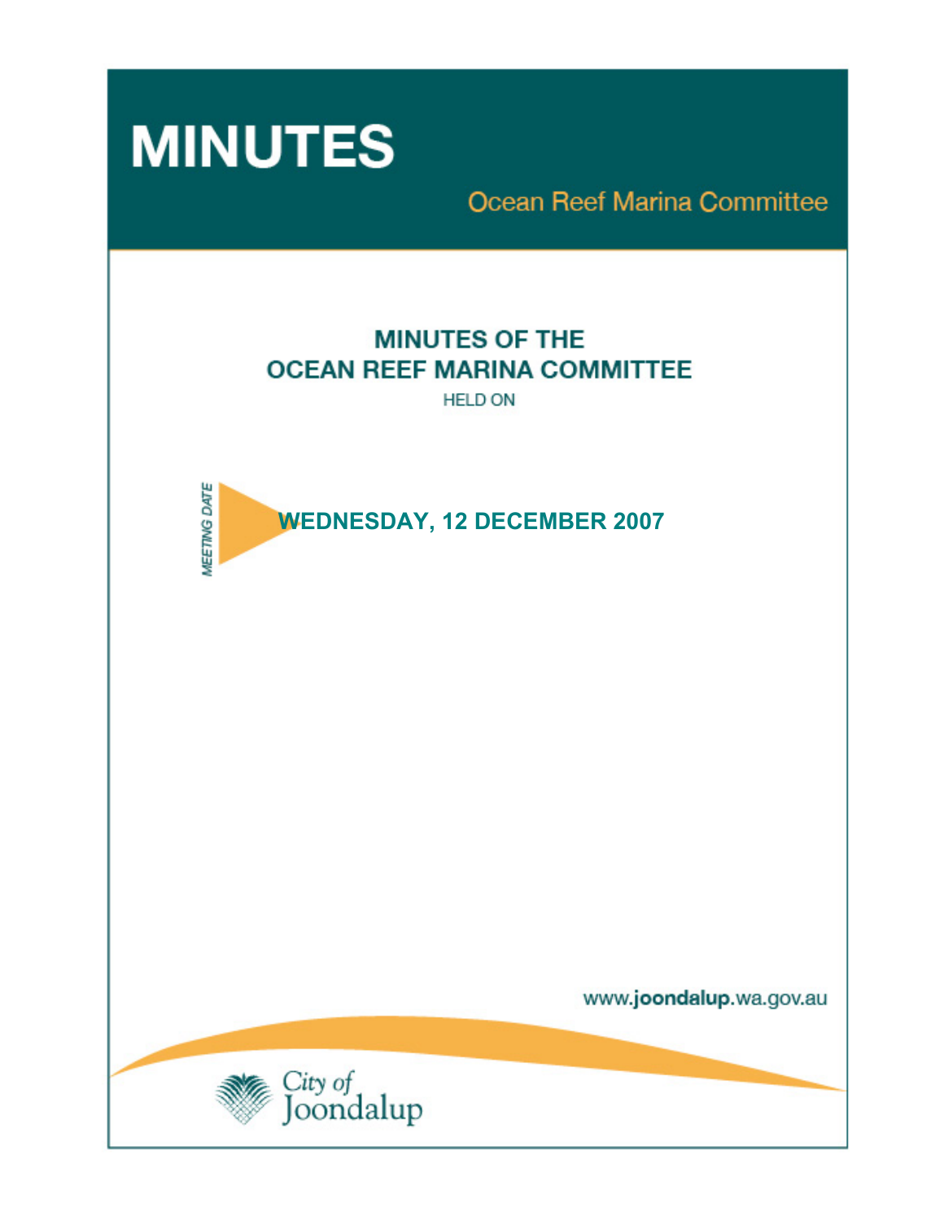# MINUTES

Ocean Reef Marina Committee

## MINUTES OF THE OCEAN REEF MARINA COMMITTEE

HELD ON

MEETING DATE

**WEDNESDAY, 12 DECEMBER 2007**

www.joondalup.wa.gov.au

City of Joondalup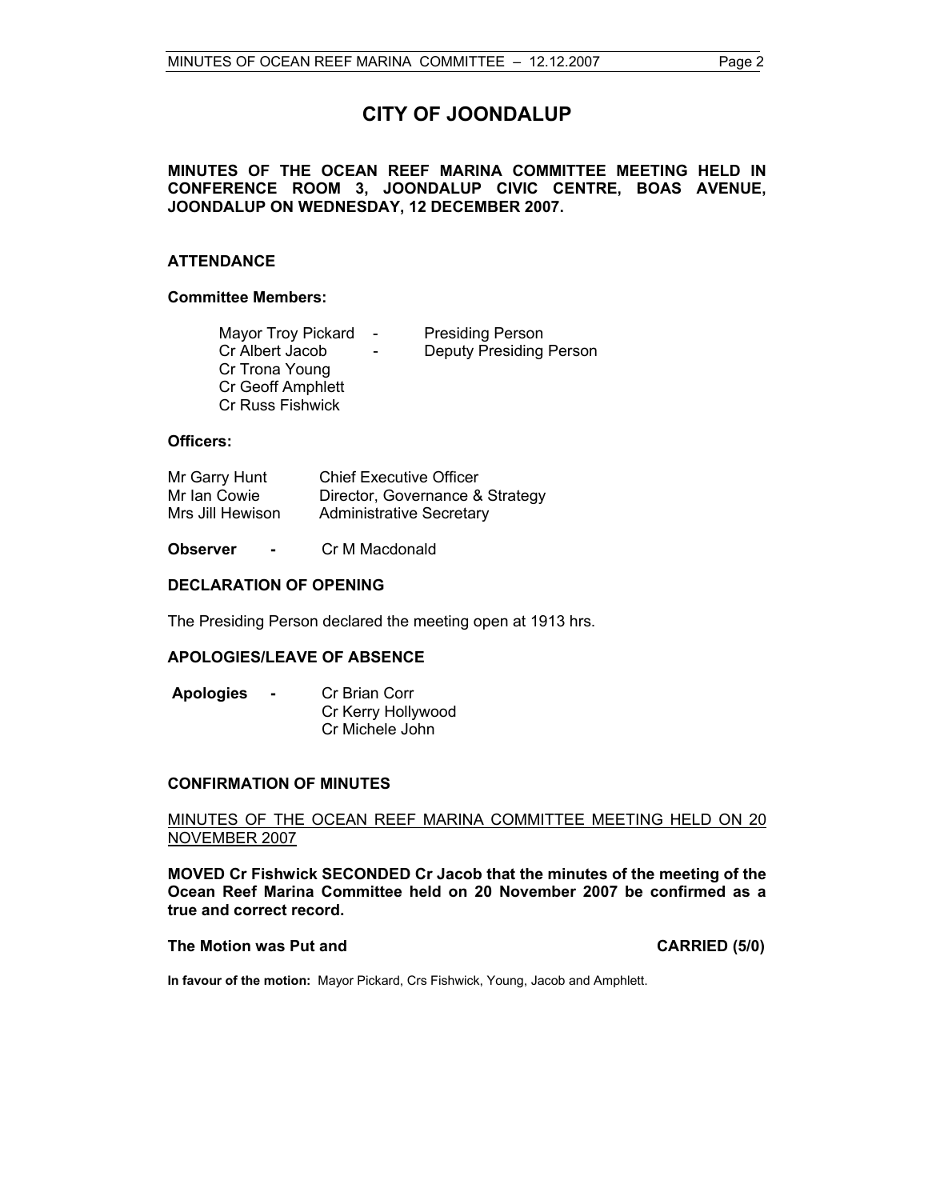# CITY OF JOONDALUP

**MINUTES OF THE OCEAN REEF MARINA COMMITTEE MEETING HELD IN CONFERENCE ROOM 3, JOONDALUP CIVIC CENTRE, BOAS AVENUE, JOONDALUP ON WEDNESDAY, 12 DECEMBER 2007.**

## ATTENDANCE

### Committee Members:

Mayor Troy Pickard - Presiding Person
Cr Albert Jacob - Deputy Presiding Person
Cr Trona Young
Cr Geoff Amphlett
Cr Russ Fishwick

### Officers:

| | |
|---|---|
| Mr Garry Hunt | Chief Executive Officer |
| Mr Ian Cowie | Director, Governance & Strategy |
| Mrs Jill Hewison | Administrative Secretary |

**Observer -** Cr M Macdonald

## DECLARATION OF OPENING

The Presiding Person declared the meeting open at 1913 hrs.

## APOLOGIES/LEAVE OF ABSENCE

**Apologies -** Cr Brian Corr
Cr Kerry Hollywood
Cr Michele John

## CONFIRMATION OF MINUTES

MINUTES OF THE OCEAN REEF MARINA COMMITTEE MEETING HELD ON 20 NOVEMBER 2007

**MOVED Cr Fishwick SECONDED Cr Jacob that the minutes of the meeting of the Ocean Reef Marina Committee held on 20 November 2007 be confirmed as a true and correct record.**

**The Motion was Put and CARRIED (5/0)**

**In favour of the motion:** Mayor Pickard, Crs Fishwick, Young, Jacob and Amphlett.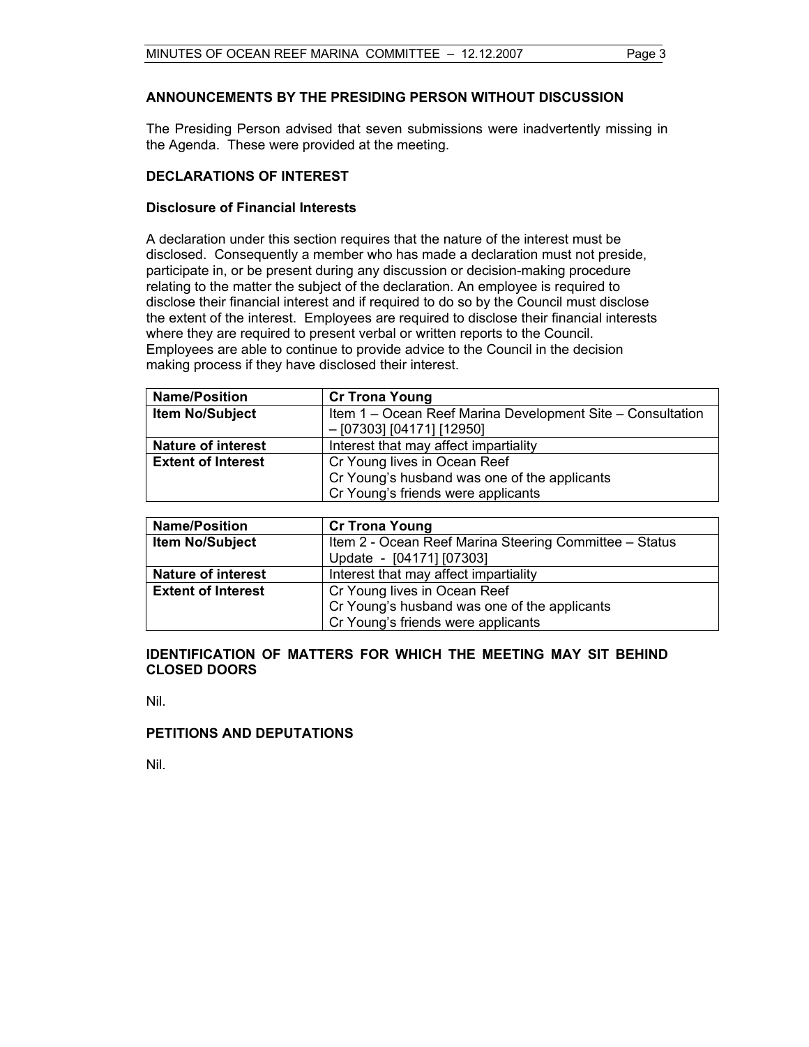## ANNOUNCEMENTS BY THE PRESIDING PERSON WITHOUT DISCUSSION

The Presiding Person advised that seven submissions were inadvertently missing in the Agenda. These were provided at the meeting.

## DECLARATIONS OF INTEREST

### Disclosure of Financial Interests

A declaration under this section requires that the nature of the interest must be disclosed. Consequently a member who has made a declaration must not preside, participate in, or be present during any discussion or decision-making procedure relating to the matter the subject of the declaration. An employee is required to disclose their financial interest and if required to do so by the Council must disclose the extent of the interest. Employees are required to disclose their financial interests where they are required to present verbal or written reports to the Council. Employees are able to continue to provide advice to the Council in the decision making process if they have disclosed their interest.

| **Name/Position** | **Cr Trona Young** |
|---|---|
| **Item No/Subject** | Item 1 – Ocean Reef Marina Development Site – Consultation – [07303] [04171] [12950] |
| **Nature of interest** | Interest that may affect impartiality |
| **Extent of Interest** | Cr Young lives in Ocean Reef<br>Cr Young's husband was one of the applicants<br>Cr Young's friends were applicants |

| **Name/Position** | **Cr Trona Young** |
|---|---|
| **Item No/Subject** | Item 2 - Ocean Reef Marina Steering Committee – Status Update - [04171] [07303] |
| **Nature of interest** | Interest that may affect impartiality |
| **Extent of Interest** | Cr Young lives in Ocean Reef<br>Cr Young's husband was one of the applicants<br>Cr Young's friends were applicants |

## IDENTIFICATION OF MATTERS FOR WHICH THE MEETING MAY SIT BEHIND CLOSED DOORS

Nil.

## PETITIONS AND DEPUTATIONS

Nil.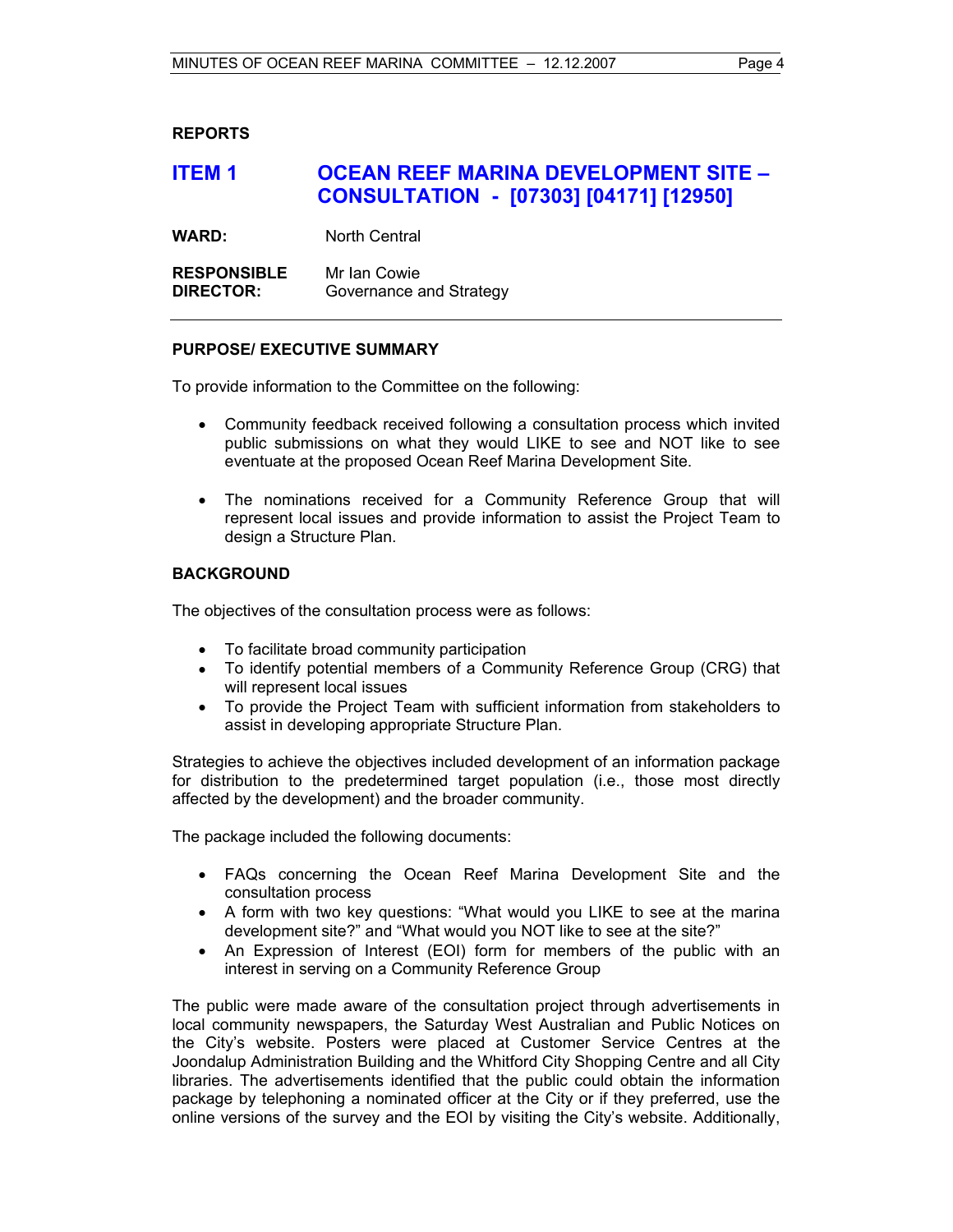## REPORTS

## ITEM 1 OCEAN REEF MARINA DEVELOPMENT SITE – CONSULTATION - [07303] [04171] [12950]

**WARD:** North Central

**RESPONSIBLE DIRECTOR:** Mr Ian Cowie
Governance and Strategy

---

### PURPOSE/ EXECUTIVE SUMMARY

To provide information to the Committee on the following:

- Community feedback received following a consultation process which invited public submissions on what they would LIKE to see and NOT like to see eventuate at the proposed Ocean Reef Marina Development Site.
- The nominations received for a Community Reference Group that will represent local issues and provide information to assist the Project Team to design a Structure Plan.

### BACKGROUND

The objectives of the consultation process were as follows:

- To facilitate broad community participation
- To identify potential members of a Community Reference Group (CRG) that will represent local issues
- To provide the Project Team with sufficient information from stakeholders to assist in developing appropriate Structure Plan.

Strategies to achieve the objectives included development of an information package for distribution to the predetermined target population (i.e., those most directly affected by the development) and the broader community.

The package included the following documents:

- FAQs concerning the Ocean Reef Marina Development Site and the consultation process
- A form with two key questions: "What would you LIKE to see at the marina development site?" and "What would you NOT like to see at the site?"
- An Expression of Interest (EOI) form for members of the public with an interest in serving on a Community Reference Group

The public were made aware of the consultation project through advertisements in local community newspapers, the Saturday West Australian and Public Notices on the City's website. Posters were placed at Customer Service Centres at the Joondalup Administration Building and the Whitford City Shopping Centre and all City libraries. The advertisements identified that the public could obtain the information package by telephoning a nominated officer at the City or if they preferred, use the online versions of the survey and the EOI by visiting the City's website. Additionally,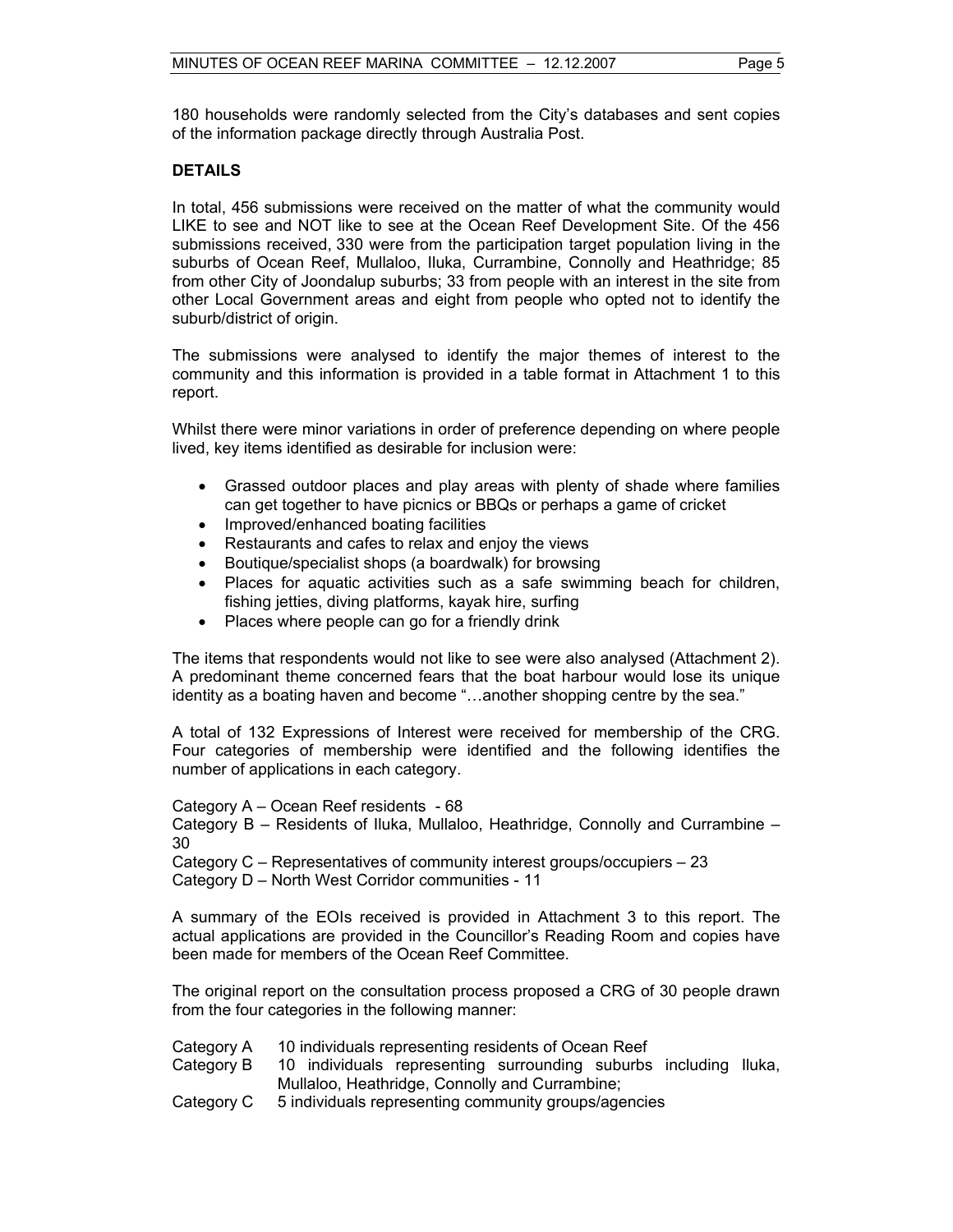180 households were randomly selected from the City's databases and sent copies of the information package directly through Australia Post.

**DETAILS**

In total, 456 submissions were received on the matter of what the community would LIKE to see and NOT like to see at the Ocean Reef Development Site. Of the 456 submissions received, 330 were from the participation target population living in the suburbs of Ocean Reef, Mullaloo, Iluka, Currambine, Connolly and Heathridge; 85 from other City of Joondalup suburbs; 33 from people with an interest in the site from other Local Government areas and eight from people who opted not to identify the suburb/district of origin.

The submissions were analysed to identify the major themes of interest to the community and this information is provided in a table format in Attachment 1 to this report.

Whilst there were minor variations in order of preference depending on where people lived, key items identified as desirable for inclusion were:

- Grassed outdoor places and play areas with plenty of shade where families can get together to have picnics or BBQs or perhaps a game of cricket
- Improved/enhanced boating facilities
- Restaurants and cafes to relax and enjoy the views
- Boutique/specialist shops (a boardwalk) for browsing
- Places for aquatic activities such as a safe swimming beach for children, fishing jetties, diving platforms, kayak hire, surfing
- Places where people can go for a friendly drink

The items that respondents would not like to see were also analysed (Attachment 2). A predominant theme concerned fears that the boat harbour would lose its unique identity as a boating haven and become "…another shopping centre by the sea."

A total of 132 Expressions of Interest were received for membership of the CRG. Four categories of membership were identified and the following identifies the number of applications in each category.

Category A – Ocean Reef residents - 68
Category B – Residents of Iluka, Mullaloo, Heathridge, Connolly and Currambine – 30
Category C – Representatives of community interest groups/occupiers – 23
Category D – North West Corridor communities - 11

A summary of the EOIs received is provided in Attachment 3 to this report. The actual applications are provided in the Councillor's Reading Room and copies have been made for members of the Ocean Reef Committee.

The original report on the consultation process proposed a CRG of 30 people drawn from the four categories in the following manner:

Category A 10 individuals representing residents of Ocean Reef
Category B 10 individuals representing surrounding suburbs including Iluka, Mullaloo, Heathridge, Connolly and Currambine;
Category C 5 individuals representing community groups/agencies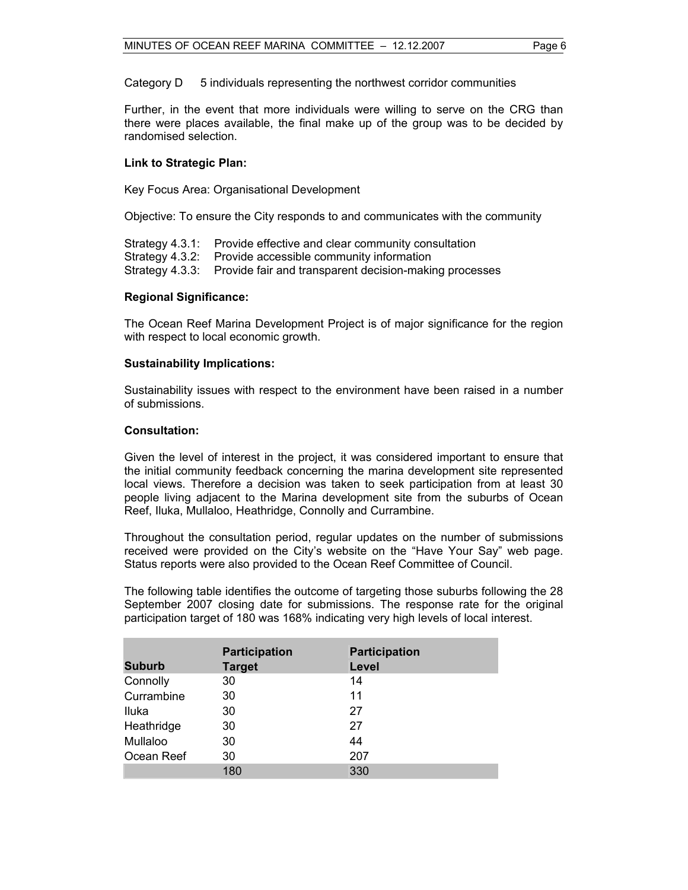Category D 5 individuals representing the northwest corridor communities

Further, in the event that more individuals were willing to serve on the CRG than there were places available, the final make up of the group was to be decided by randomised selection.

**Link to Strategic Plan:**

Key Focus Area: Organisational Development

Objective: To ensure the City responds to and communicates with the community

Strategy 4.3.1: Provide effective and clear community consultation
Strategy 4.3.2: Provide accessible community information
Strategy 4.3.3: Provide fair and transparent decision-making processes

**Regional Significance:**

The Ocean Reef Marina Development Project is of major significance for the region with respect to local economic growth.

**Sustainability Implications:**

Sustainability issues with respect to the environment have been raised in a number of submissions.

**Consultation:**

Given the level of interest in the project, it was considered important to ensure that the initial community feedback concerning the marina development site represented local views. Therefore a decision was taken to seek participation from at least 30 people living adjacent to the Marina development site from the suburbs of Ocean Reef, Iluka, Mullaloo, Heathridge, Connolly and Currambine.

Throughout the consultation period, regular updates on the number of submissions received were provided on the City's website on the "Have Your Say" web page. Status reports were also provided to the Ocean Reef Committee of Council.

The following table identifies the outcome of targeting those suburbs following the 28 September 2007 closing date for submissions. The response rate for the original participation target of 180 was 168% indicating very high levels of local interest.

| Suburb | Participation Target | Participation Level |
|---|---|---|
| Connolly | 30 | 14 |
| Currambine | 30 | 11 |
| Iluka | 30 | 27 |
| Heathridge | 30 | 27 |
| Mullaloo | 30 | 44 |
| Ocean Reef | 30 | 207 |
| | 180 | 330 |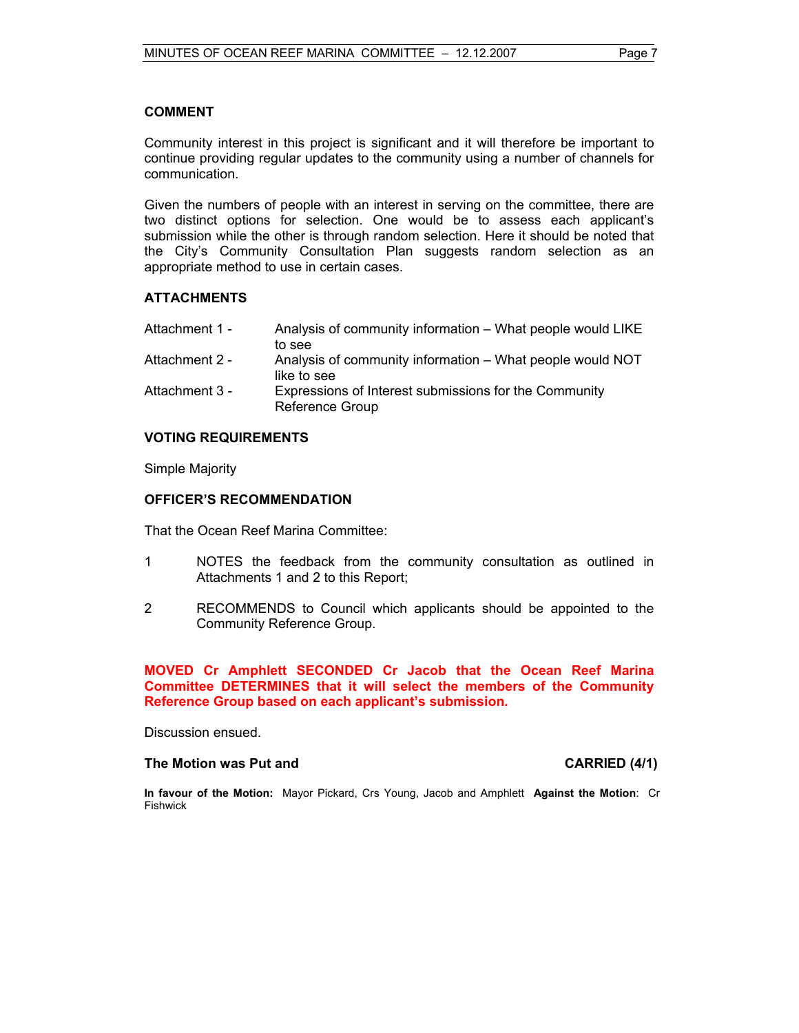## COMMENT

Community interest in this project is significant and it will therefore be important to continue providing regular updates to the community using a number of channels for communication.

Given the numbers of people with an interest in serving on the committee, there are two distinct options for selection. One would be to assess each applicant's submission while the other is through random selection. Here it should be noted that the City's Community Consultation Plan suggests random selection as an appropriate method to use in certain cases.

## ATTACHMENTS

| | |
|---|---|
| Attachment 1 - | Analysis of community information – What people would LIKE to see |
| Attachment 2 - | Analysis of community information – What people would NOT like to see |
| Attachment 3 - | Expressions of Interest submissions for the Community Reference Group |

## VOTING REQUIREMENTS

Simple Majority

## OFFICER'S RECOMMENDATION

That the Ocean Reef Marina Committee:

1 NOTES the feedback from the community consultation as outlined in Attachments 1 and 2 to this Report;

2 RECOMMENDS to Council which applicants should be appointed to the Community Reference Group.

**MOVED Cr Amphlett SECONDED Cr Jacob that the Ocean Reef Marina Committee DETERMINES that it will select the members of the Community Reference Group based on each applicant's submission.**

Discussion ensued.

**The Motion was Put and CARRIED (4/1)**

**In favour of the Motion:** Mayor Pickard, Crs Young, Jacob and Amphlett **Against the Motion**: Cr Fishwick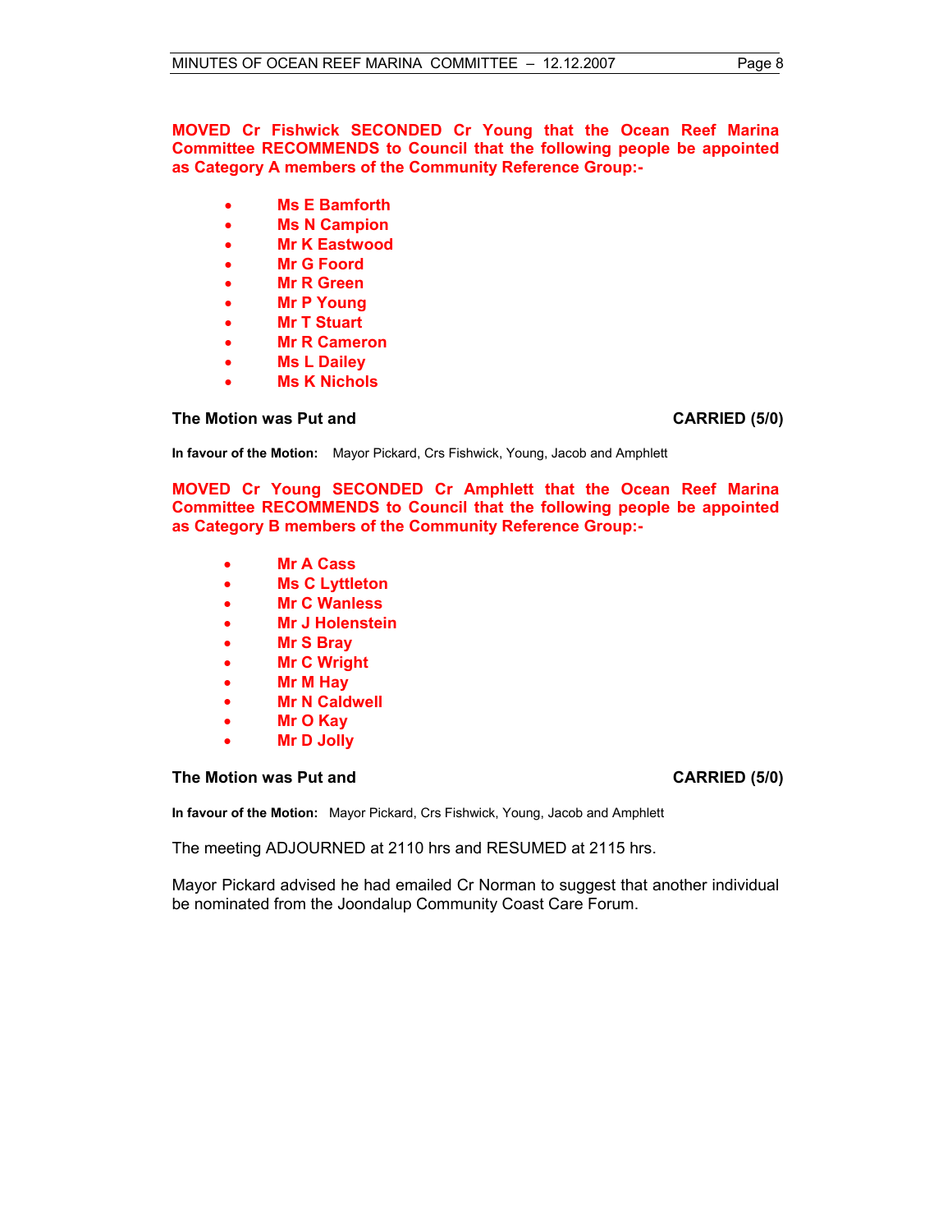**MOVED Cr Fishwick SECONDED Cr Young that the Ocean Reef Marina Committee RECOMMENDS to Council that the following people be appointed as Category A members of the Community Reference Group:-**

- **Ms E Bamforth**
- **Ms N Campion**
- **Mr K Eastwood**
- **Mr G Foord**
- **Mr R Green**
- **Mr P Young**
- **Mr T Stuart**
- **Mr R Cameron**
- **Ms L Dailey**
- **Ms K Nichols**

**The Motion was Put and CARRIED (5/0)**

**In favour of the Motion:** Mayor Pickard, Crs Fishwick, Young, Jacob and Amphlett

**MOVED Cr Young SECONDED Cr Amphlett that the Ocean Reef Marina Committee RECOMMENDS to Council that the following people be appointed as Category B members of the Community Reference Group:-**

- **Mr A Cass**
- **Ms C Lyttleton**
- **Mr C Wanless**
- **Mr J Holenstein**
- **Mr S Bray**
- **Mr C Wright**
- **Mr M Hay**
- **Mr N Caldwell**
- **Mr O Kay**
- **Mr D Jolly**

**The Motion was Put and CARRIED (5/0)**

**In favour of the Motion:** Mayor Pickard, Crs Fishwick, Young, Jacob and Amphlett

The meeting ADJOURNED at 2110 hrs and RESUMED at 2115 hrs.

Mayor Pickard advised he had emailed Cr Norman to suggest that another individual be nominated from the Joondalup Community Coast Care Forum.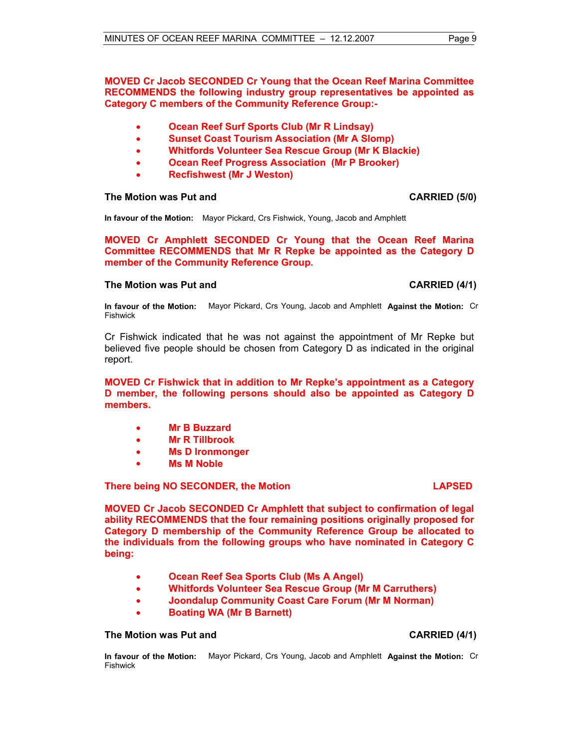**MOVED Cr Jacob SECONDED Cr Young that the Ocean Reef Marina Committee RECOMMENDS the following industry group representatives be appointed as Category C members of the Community Reference Group:-**

- **Ocean Reef Surf Sports Club (Mr R Lindsay)**
- **Sunset Coast Tourism Association (Mr A Slomp)**
- **Whitfords Volunteer Sea Rescue Group (Mr K Blackie)**
- **Ocean Reef Progress Association (Mr P Brooker)**
- **Recfishwest (Mr J Weston)**

**The Motion was Put and CARRIED (5/0)**

**In favour of the Motion:** Mayor Pickard, Crs Fishwick, Young, Jacob and Amphlett

**MOVED Cr Amphlett SECONDED Cr Young that the Ocean Reef Marina Committee RECOMMENDS that Mr R Repke be appointed as the Category D member of the Community Reference Group.**

**The Motion was Put and CARRIED (4/1)**

**In favour of the Motion:** Mayor Pickard, Crs Young, Jacob and Amphlett **Against the Motion:** Cr Fishwick

Cr Fishwick indicated that he was not against the appointment of Mr Repke but believed five people should be chosen from Category D as indicated in the original report.

**MOVED Cr Fishwick that in addition to Mr Repke's appointment as a Category D member, the following persons should also be appointed as Category D members.**

- **Mr B Buzzard**
- **Mr R Tillbrook**
- **Ms D Ironmonger**
- **Ms M Noble**

**There being NO SECONDER, the Motion LAPSED**

**MOVED Cr Jacob SECONDED Cr Amphlett that subject to confirmation of legal ability RECOMMENDS that the four remaining positions originally proposed for Category D membership of the Community Reference Group be allocated to the individuals from the following groups who have nominated in Category C being:**

- **Ocean Reef Sea Sports Club (Ms A Angel)**
- **Whitfords Volunteer Sea Rescue Group (Mr M Carruthers)**
- **Joondalup Community Coast Care Forum (Mr M Norman)**
- **Boating WA (Mr B Barnett)**

**The Motion was Put and CARRIED (4/1)**

**In favour of the Motion:** Mayor Pickard, Crs Young, Jacob and Amphlett **Against the Motion:** Cr Fishwick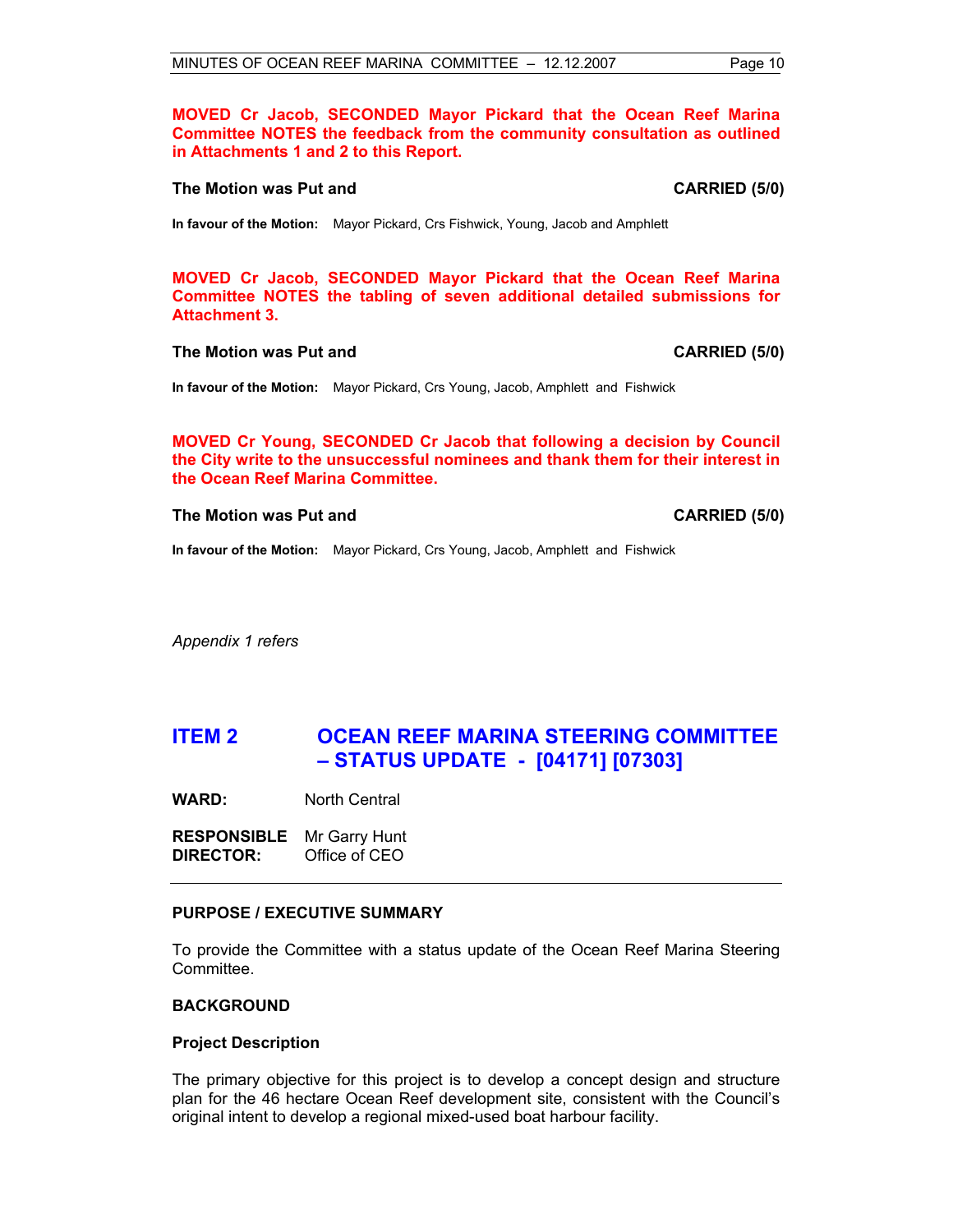**MOVED Cr Jacob, SECONDED Mayor Pickard that the Ocean Reef Marina Committee NOTES the feedback from the community consultation as outlined in Attachments 1 and 2 to this Report.**

**The Motion was Put and CARRIED (5/0)**

**In favour of the Motion:** Mayor Pickard, Crs Fishwick, Young, Jacob and Amphlett

**MOVED Cr Jacob, SECONDED Mayor Pickard that the Ocean Reef Marina Committee NOTES the tabling of seven additional detailed submissions for Attachment 3.**

**The Motion was Put and CARRIED (5/0)**

**In favour of the Motion:** Mayor Pickard, Crs Young, Jacob, Amphlett and Fishwick

**MOVED Cr Young, SECONDED Cr Jacob that following a decision by Council the City write to the unsuccessful nominees and thank them for their interest in the Ocean Reef Marina Committee.**

**The Motion was Put and CARRIED (5/0)**

**In favour of the Motion:** Mayor Pickard, Crs Young, Jacob, Amphlett and Fishwick

*Appendix 1 refers*

## ITEM 2 OCEAN REEF MARINA STEERING COMMITTEE – STATUS UPDATE - [04171] [07303]

**WARD:** North Central

**RESPONSIBLE DIRECTOR:** Mr Garry Hunt, Office of CEO

### PURPOSE / EXECUTIVE SUMMARY

To provide the Committee with a status update of the Ocean Reef Marina Steering Committee.

### BACKGROUND

#### Project Description

The primary objective for this project is to develop a concept design and structure plan for the 46 hectare Ocean Reef development site, consistent with the Council's original intent to develop a regional mixed-used boat harbour facility.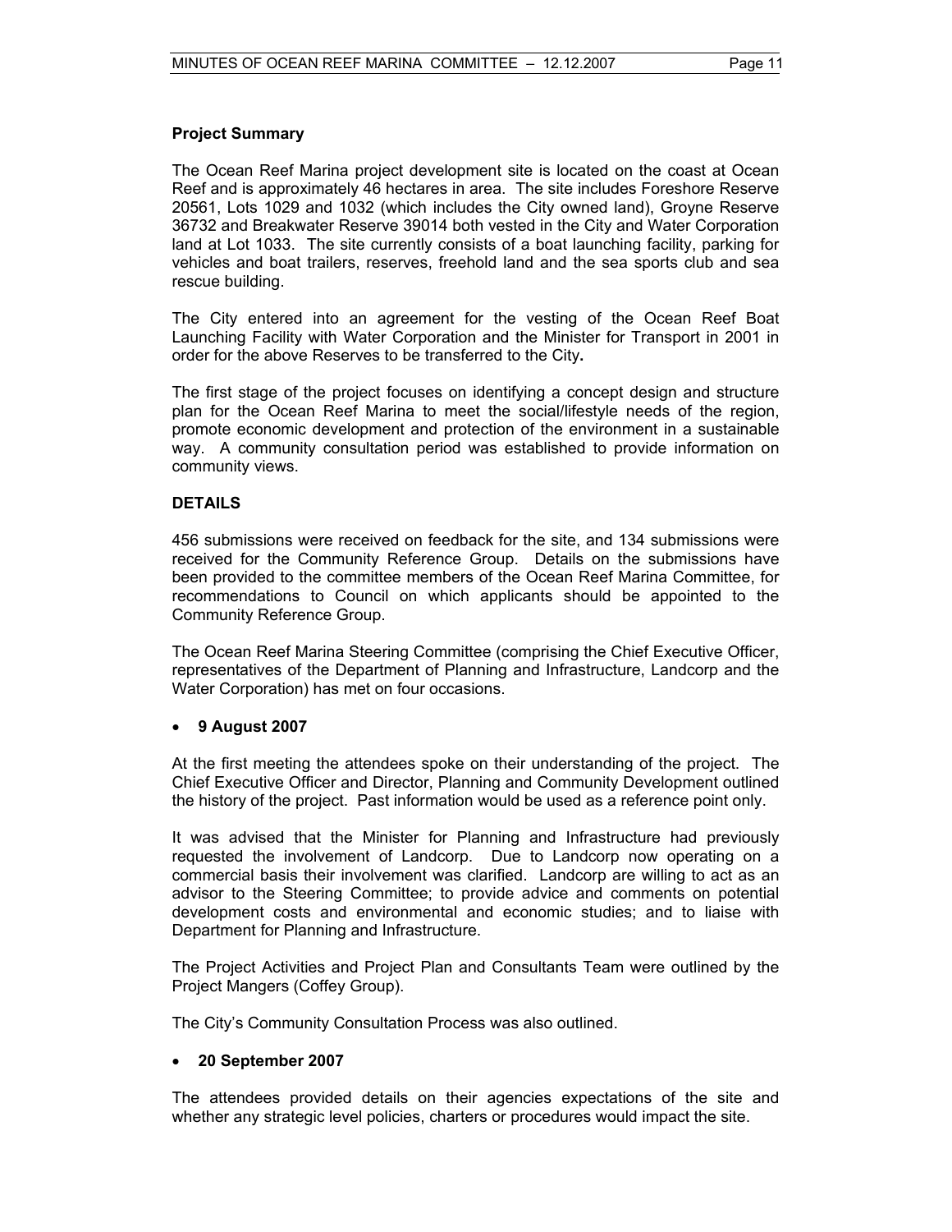**Project Summary**

The Ocean Reef Marina project development site is located on the coast at Ocean Reef and is approximately 46 hectares in area. The site includes Foreshore Reserve 20561, Lots 1029 and 1032 (which includes the City owned land), Groyne Reserve 36732 and Breakwater Reserve 39014 both vested in the City and Water Corporation land at Lot 1033. The site currently consists of a boat launching facility, parking for vehicles and boat trailers, reserves, freehold land and the sea sports club and sea rescue building.

The City entered into an agreement for the vesting of the Ocean Reef Boat Launching Facility with Water Corporation and the Minister for Transport in 2001 in order for the above Reserves to be transferred to the City**.**

The first stage of the project focuses on identifying a concept design and structure plan for the Ocean Reef Marina to meet the social/lifestyle needs of the region, promote economic development and protection of the environment in a sustainable way. A community consultation period was established to provide information on community views.

**DETAILS**

456 submissions were received on feedback for the site, and 134 submissions were received for the Community Reference Group. Details on the submissions have been provided to the committee members of the Ocean Reef Marina Committee, for recommendations to Council on which applicants should be appointed to the Community Reference Group.

The Ocean Reef Marina Steering Committee (comprising the Chief Executive Officer, representatives of the Department of Planning and Infrastructure, Landcorp and the Water Corporation) has met on four occasions.

- **9 August 2007**

At the first meeting the attendees spoke on their understanding of the project. The Chief Executive Officer and Director, Planning and Community Development outlined the history of the project. Past information would be used as a reference point only.

It was advised that the Minister for Planning and Infrastructure had previously requested the involvement of Landcorp. Due to Landcorp now operating on a commercial basis their involvement was clarified. Landcorp are willing to act as an advisor to the Steering Committee; to provide advice and comments on potential development costs and environmental and economic studies; and to liaise with Department for Planning and Infrastructure.

The Project Activities and Project Plan and Consultants Team were outlined by the Project Mangers (Coffey Group).

The City's Community Consultation Process was also outlined.

- **20 September 2007**

The attendees provided details on their agencies expectations of the site and whether any strategic level policies, charters or procedures would impact the site.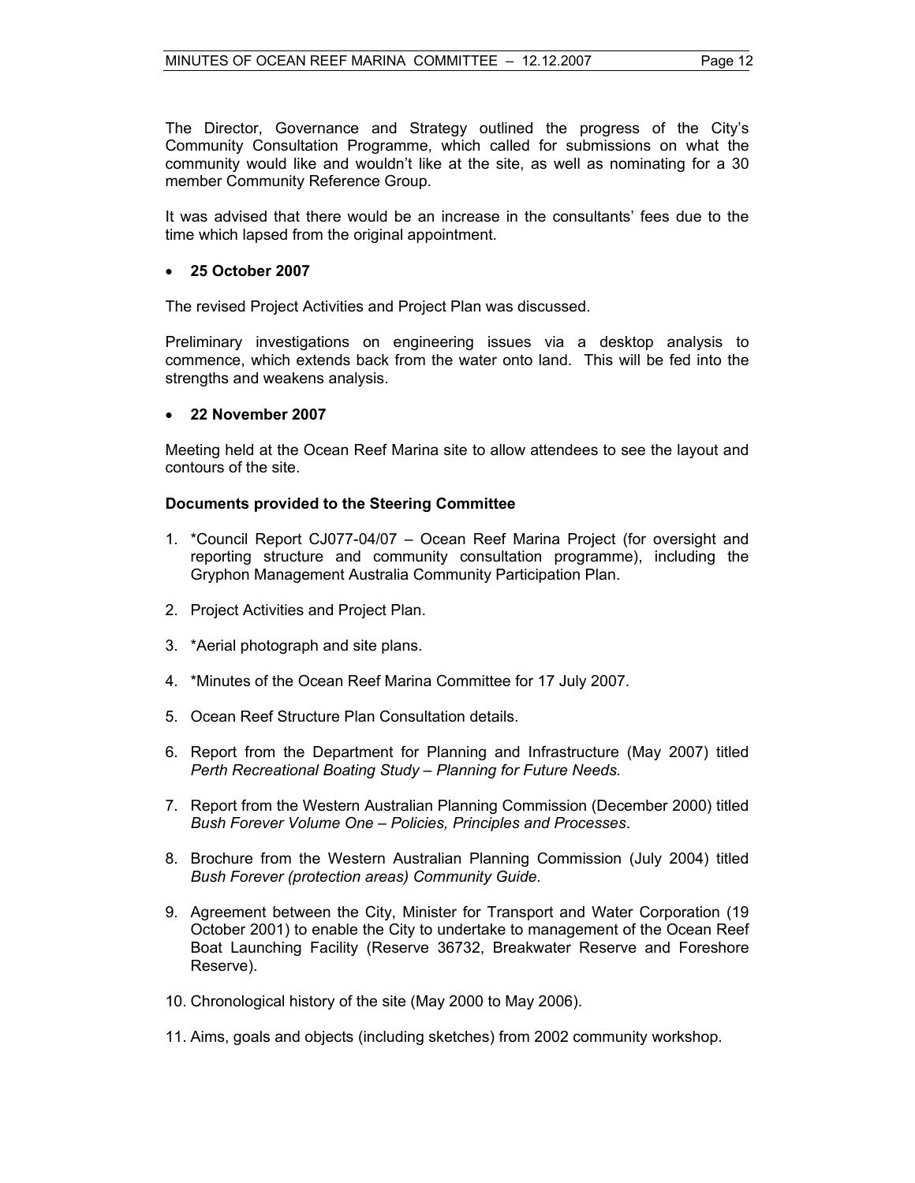The Director, Governance and Strategy outlined the progress of the City's Community Consultation Programme, which called for submissions on what the community would like and wouldn't like at the site, as well as nominating for a 30 member Community Reference Group.

It was advised that there would be an increase in the consultants' fees due to the time which lapsed from the original appointment.

- **25 October 2007**

The revised Project Activities and Project Plan was discussed.

Preliminary investigations on engineering issues via a desktop analysis to commence, which extends back from the water onto land. This will be fed into the strengths and weakens analysis.

- **22 November 2007**

Meeting held at the Ocean Reef Marina site to allow attendees to see the layout and contours of the site.

**Documents provided to the Steering Committee**

1. *Council Report CJ077-04/07 – Ocean Reef Marina Project (for oversight and reporting structure and community consultation programme), including the Gryphon Management Australia Community Participation Plan.
2. Project Activities and Project Plan.
3. *Aerial photograph and site plans.
4. *Minutes of the Ocean Reef Marina Committee for 17 July 2007.
5. Ocean Reef Structure Plan Consultation details.
6. Report from the Department for Planning and Infrastructure (May 2007) titled *Perth Recreational Boating Study – Planning for Future Needs.*
7. Report from the Western Australian Planning Commission (December 2000) titled *Bush Forever Volume One – Policies, Principles and Processes*.
8. Brochure from the Western Australian Planning Commission (July 2004) titled *Bush Forever (protection areas) Community Guide.*
9. Agreement between the City, Minister for Transport and Water Corporation (19 October 2001) to enable the City to undertake to management of the Ocean Reef Boat Launching Facility (Reserve 36732, Breakwater Reserve and Foreshore Reserve).
10. Chronological history of the site (May 2000 to May 2006).
11. Aims, goals and objects (including sketches) from 2002 community workshop.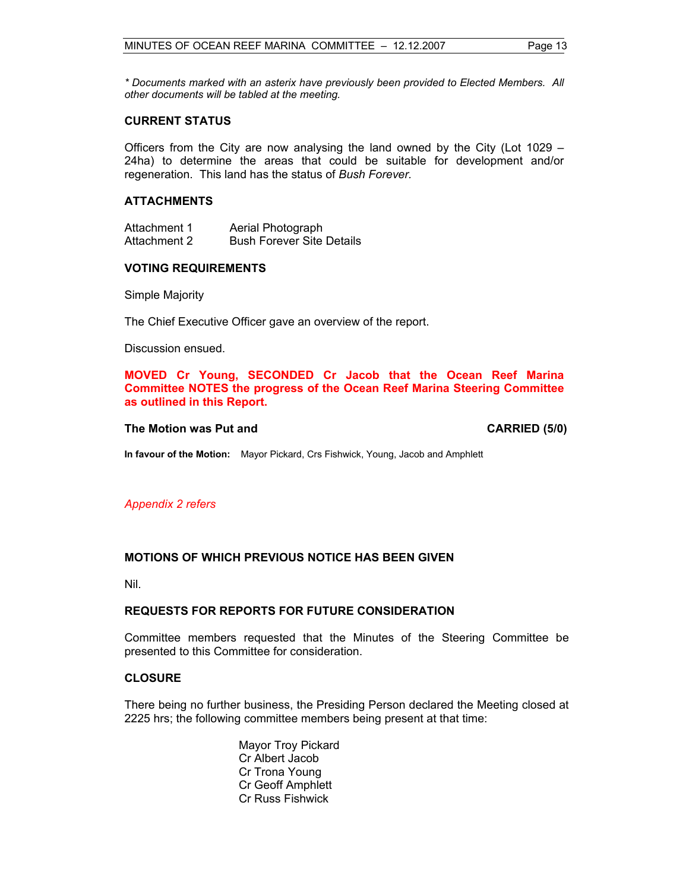*\* Documents marked with an asterix have previously been provided to Elected Members. All other documents will be tabled at the meeting.*

**CURRENT STATUS**

Officers from the City are now analysing the land owned by the City (Lot 1029 – 24ha) to determine the areas that could be suitable for development and/or regeneration. This land has the status of *Bush Forever*.

**ATTACHMENTS**

| | |
|---|---|
| Attachment 1 | Aerial Photograph |
| Attachment 2 | Bush Forever Site Details |

**VOTING REQUIREMENTS**

Simple Majority

The Chief Executive Officer gave an overview of the report.

Discussion ensued.

**MOVED Cr Young, SECONDED Cr Jacob that the Ocean Reef Marina Committee NOTES the progress of the Ocean Reef Marina Steering Committee as outlined in this Report.**

**The Motion was Put and** **CARRIED (5/0)**

**In favour of the Motion:** Mayor Pickard, Crs Fishwick, Young, Jacob and Amphlett

*Appendix 2 refers*

**MOTIONS OF WHICH PREVIOUS NOTICE HAS BEEN GIVEN**

Nil.

**REQUESTS FOR REPORTS FOR FUTURE CONSIDERATION**

Committee members requested that the Minutes of the Steering Committee be presented to this Committee for consideration.

**CLOSURE**

There being no further business, the Presiding Person declared the Meeting closed at 2225 hrs; the following committee members being present at that time:

Mayor Troy Pickard
Cr Albert Jacob
Cr Trona Young
Cr Geoff Amphlett
Cr Russ Fishwick